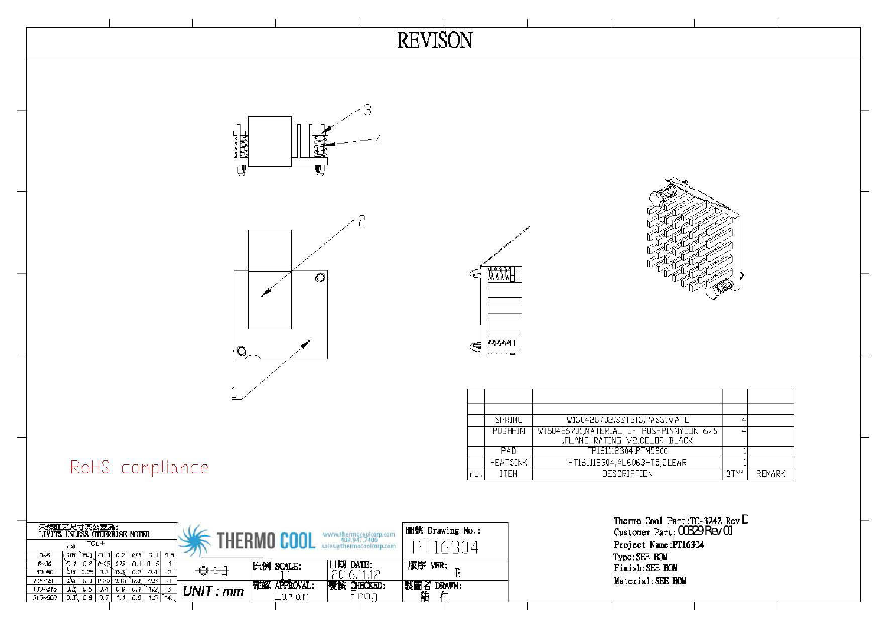# REVISON

3

4

2

1

RoHS compliance

| no. | ITEM | DESCRIPTION | QTY' | REMARK |
|---|---|---|---|---|
| | | | | |
| | | | | |
| | SPRING | W160426702,SST316,PASSIVATE | 4 | |
| | PUSHPIN | W160426701,MATERIAL OF PUSHPINNYLON 6/6 ,FLAME RATING V2,COLOR BLACK | 4 | |
| | PAD | TP161112304,PTM5200 | 1 | |
| | HEATSINK | HT161112304,AL6063-T5,CLEAR | 1 | |

未標註之尺寸其公差為:
LIMITS UNLESS OTHERWISE NOTED

| ** | TOL± | | | | | | |
|---|---|---|---|---|---|---|---|
| 0~6 | 0.05 | 0.1 | 0.1 | 0.2 | 0.05 | 0.1 | 0.5 |
| 6~30 | 0.1 | 0.2 | 0.15 | 0.25 | 0.1 | 0.15 | 1 |
| 30~80 | 0.15 | 0.25 | 0.2 | 0.3 | 0.2 | 0.4 | 2 |
| 80~180 | 0.15 | 0.3 | 0.25 | 0.45 | 0.4 | 0.6 | 3 |
| 180~315 | 0.2 | 0.5 | 0.4 | 0.6 | 0.4 | 1.2 | 3 |
| 315~600 | 0.3 | 0.8 | 0.7 | 1.1 | 0.6 | 1.5 | 4 |

THERMO COOL
www.thermocoolcorp.com
408.947.7400
sales@thermocoolcorp.com

UNIT : mm

| 比例 SCALE: | 日期 DATE: | 版序 VER: |
|---|---|---|
| 1:1 | 2016.11.12 | B |
| **確認 APPROVAL:** | **覆核 CHECKED:** | **製圖者 DRAWN:** |
| Laman | Frog | 陆 仁 |

圖號 Drawing No.: PT16304

Thermo Cool Part:TC-3242 Rev C
Customer Part: 0329 Rev 01
Project Name:PT16304
Type:SEE BOM
Finish:SEE BOM
Material:SEE BOM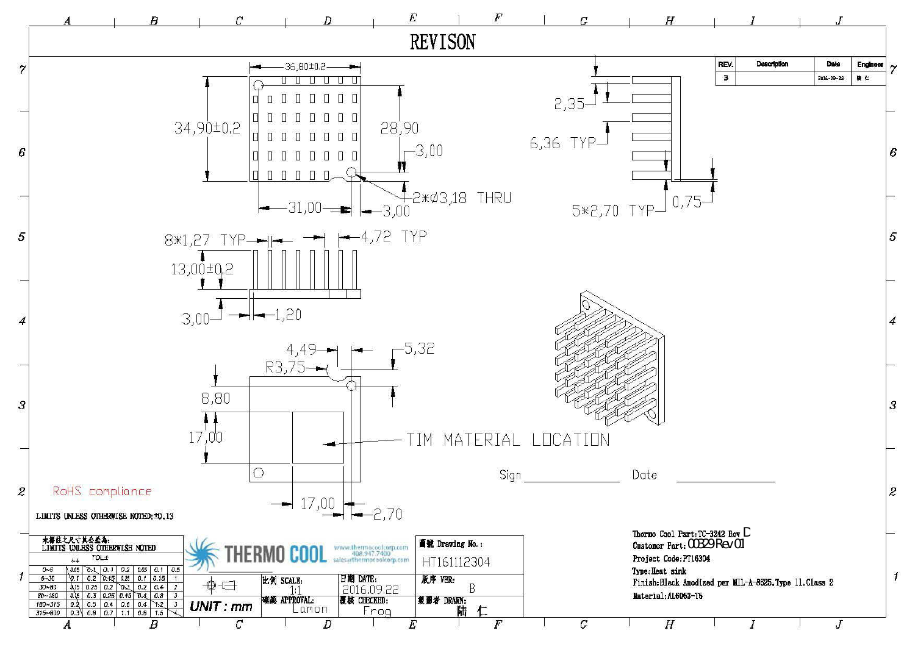# REVISON

| REV. | Description | Date | Engineer |
|---|---|---|---|
| B | | 2016-09-22 | 陆 仁 |

36,80±0.2

34,90±0.2

28,90

3,00

2*Ø3,18 THRU

31,00

3,00

2,35

6,36 TYP

5*2,70 TYP

0,75

8*1,27 TYP

4,72 TYP

13,00±0.2

3,00

1,20

4,49

5,32

R3,75

8,80

17,00

TIM MATERIAL LOCATION

17,00

2,70

Sign ______________ Date ______________

RoHS compliance

LIMITS UNLESS OTHERWISE NOTED: ±0.13

| 未標註之尺寸其公差為: LIMITS UNLESS OTHERWISE NOTED | | | | | | | | |
|---|---|---|---|---|---|---|---|---|
| | ++ | TOL± | | | | | | |
| 0~6 | 0.05 | 0.1 | 0.1 | 0.2 | 0.05 | 0.1 | 0.5 | |
| 6~30 | 0.1 | 0.2 | 0.15 | 0.25 | 0.1 | 0.15 | 1 | |
| 30~80 | 0.15 | 0.25 | 0.2 | 0.3 | 0.2 | 0.4 | 2 | |
| 80~180 | 0.15 | 0.3 | 0.25 | 0.45 | 0.4 | 0.8 | 3 | |
| 180~315 | 0.2 | 0.5 | 0.4 | 0.6 | 0.4 | 1.2 | 3 | |
| 315~800 | 0.3 | 0.8 | 0.7 | 1.1 | 0.8 | 1.5 | 4 | |

UNIT : mm

THERMO COOL — www.thermocoolcorp.com 408.947.7400 sales@thermocoolcorp.com

| 圖號 Drawing No.: | HT161112304 |
|---|---|
| 比例 SCALE: | 1:1 |
| 日期 DATE: | 2016.09.22 |
| 版序 VER: | B |
| 確認 APPROVAL: | Lamon |
| 審核 CHECKED: | Frog |
| 製圖者 DRAWN: | 陆 仁 |

Thermo Cool Part: TC-3242 Rev C

Customer Part: 00329 Rev 01

Project Code: PT16304

Type: Heat sink

Finish: Black Anodized per MIL-A-8625, Type 11, Class 2

Material: AL6063-T5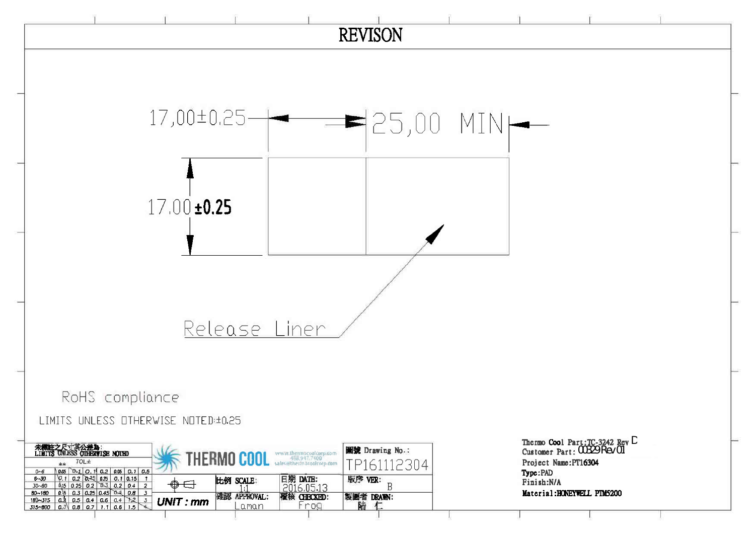# REVISON

17,00±0.25

25,00 MIN

17,00 ±0.25

Release Liner

RoHS compliance

LIMITS UNLESS OTHERWISE NOTED:±0.25

未標註之尺寸其公差為:
LIMITS UNLESS OTHERWISE NOTED

| ** | TOL± | | | | | | |
|---|---|---|---|---|---|---|---|
| 0~6 | 0.05 | 0.1 | 0.1 | 0.2 | 0.05 | 0.1 | 0.5 |
| 6~30 | 0.1 | 0.2 | 0.15 | 0.25 | 0.1 | 0.15 | 1 |
| 30~80 | 0.15 | 0.25 | 0.2 | 0.3 | 0.2 | 0.4 | 2 |
| 80~180 | 0.15 | 0.3 | 0.25 | 0.45 | 0.4 | 0.8 | 3 |
| 180~315 | 0.2 | 0.5 | 0.4 | 0.6 | 0.4 | 1.2 | 3 |
| 315~800 | 0.3 | 0.8 | 0.7 | 1.1 | 0.6 | 1.5 | 4 |

THERMO COOL
www.thermocoolcorp.com
408.917.7400
sales@thermocoolcorp.com

UNIT : mm

| 比例 SCALE: 1:1 | 日期 DATE: 2016.05.13 | 版序 VER: B |
|---|---|---|
| 確認 APPROVAL: Laman | 覆核 CHECKED: Frog | 製圖者 DRAWN: 陆 仁 |

圖號 Drawing No.: TP161112304

Thermo Cool Part:TC-3242 Rev D
Customer Part: 00329 Rev 01
Project Name:PT16304
Type:PAD
Finish:N/A
Material:HONEYWELL PTM5200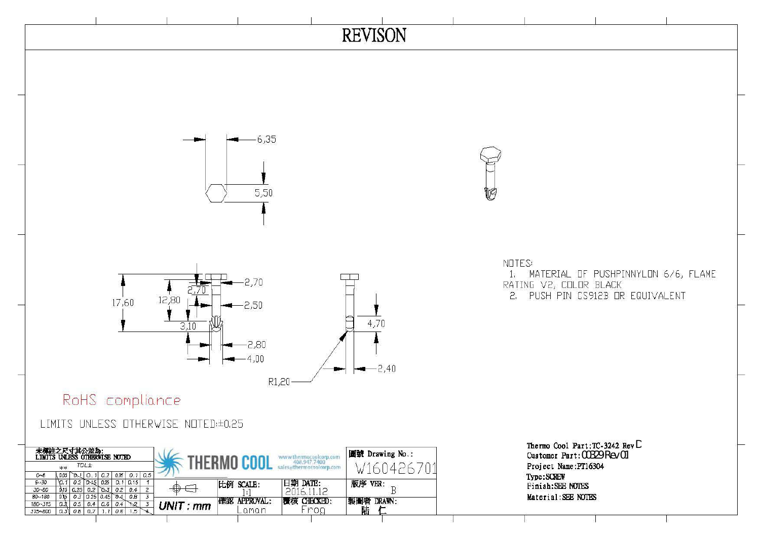# REVISON

6,35

5,50

17,60

12,80

2,70

2,70

2,50

3,10

2,80

4,00

4,70

2,40

R1,20

NOTES:

1. MATERIAL OF PUSHPINNYLON 6/6, FLAME RATING V2, COLOR BLACK
2. PUSH PIN CS912B OR EQUIVALENT

RoHS compliance

LIMITS UNLESS OTHERWISE NOTED:±0.25

未標註之尺寸其公差為:
LIMITS UNLESS OTHERWISE NOTED

| ** | TOL± | | | | | | |
|---|---|---|---|---|---|---|---|
| 0~6 | 0.05 | 0.1 | 0.1 | 0.2 | 0.05 | 0.1 | 0.5 |
| 6~30 | 0.1 | 0.2 | 0.15 | 0.25 | 0.1 | 0.15 | 1 |
| 30~80 | 0.15 | 0.25 | 0.2 | 0.3 | 0.2 | 0.4 | 2 |
| 80~180 | 0.15 | 0.3 | 0.25 | 0.45 | 0.4 | 0.8 | 3 |
| 180~315 | 0.2 | 0.5 | 0.4 | 0.6 | 0.4 | 1.2 | 3 |
| 315~800 | 0.3 | 0.8 | 0.7 | 1.1 | 0.6 | 1.5 | 4 |

THERMO COOL www.thermocoolcorp.com 408.947.7400 sales@thermocoolcorp.com

UNIT : mm

| 比例 SCALE: | 日期 DATE: | 圖號 Drawing No.: W160426701 |
|---|---|---|
| 1:1 | 2016.11.12 | 版序 VER: B |
| 確認 APPROVAL: Loman | 覆核 CHECKED: Frog | 製圖者 DRAWN: 陆 仁 |

Thermo Cool Part:TC-3242 Rev C
Customer Part:00329 Rev 01
Project Name:PT16304
Type:SCREW
Finish:SEE NOTES
Material:SEE NOTES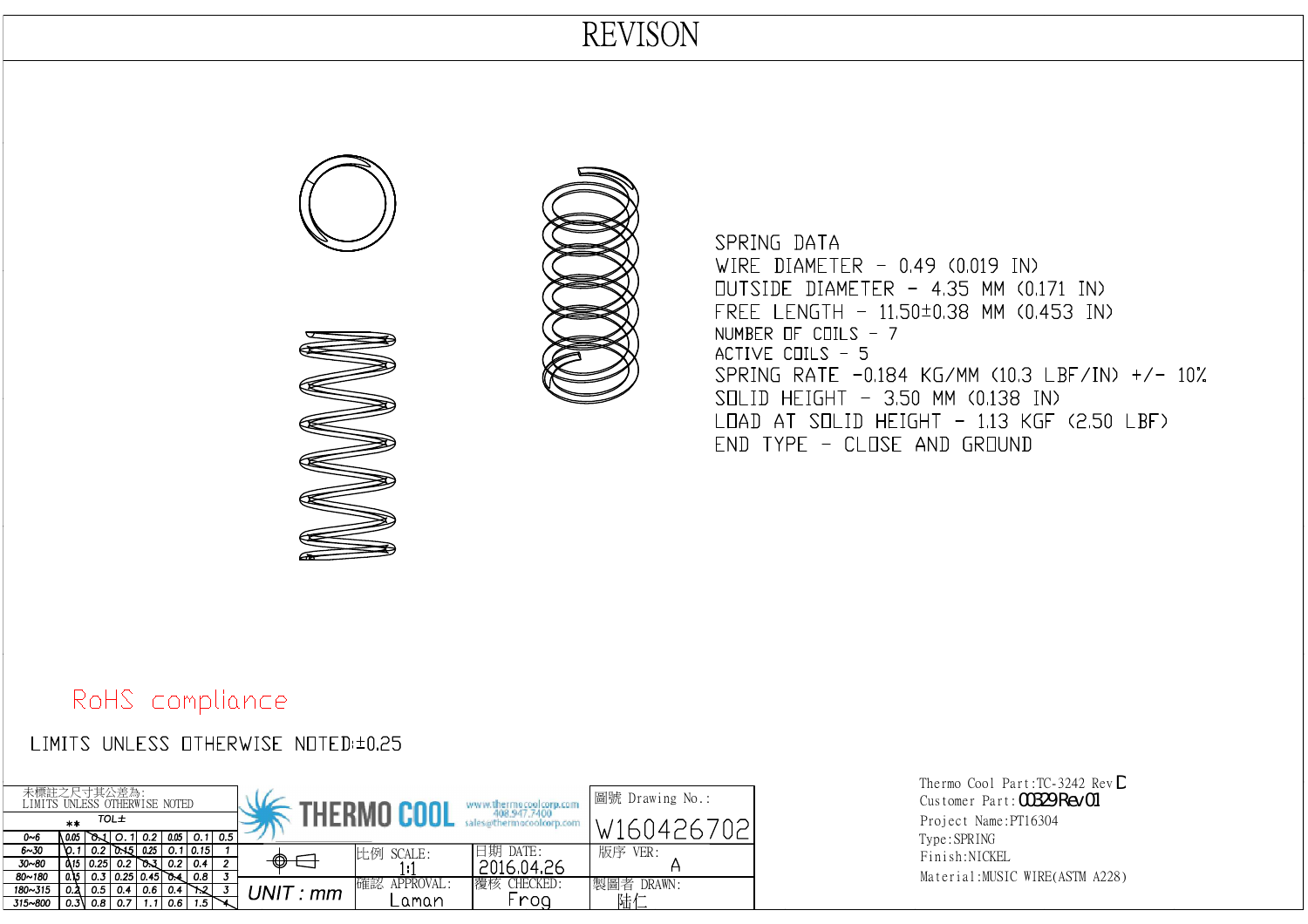# REVISON

SPRING DATA
WIRE DIAMETER – 0.49 (0.019 IN)
OUTSIDE DIAMETER – 4.35 MM (0.171 IN)
FREE LENGTH – 11.50±0.38 MM (0.453 IN)
NUMBER OF COILS – 7
ACTIVE COILS – 5
SPRING RATE –0.184 KG/MM (10.3 LBF/IN) +/– 10%
SOLID HEIGHT – 3.50 MM (0.138 IN)
LOAD AT SOLID HEIGHT – 1.13 KGF (2.50 LBF)
END TYPE – CLOSE AND GROUND

RoHS compliance

LIMITS UNLESS OTHERWISE NOTED:±0.25

未標註之尺寸其公差為:
LIMITS UNLESS OTHERWISE NOTED

| ** | TOL± | | | | | | |
|---|---|---|---|---|---|---|---|
| 0~6 | 0.05 | 0.1 | 0.1 | 0.2 | 0.05 | 0.1 | 0.5 |
| 6~30 | 0.1 | 0.2 | 0.15 | 0.25 | 0.1 | 0.15 | 1 |
| 30~80 | 0.15 | 0.25 | 0.2 | 0.3 | 0.2 | 0.4 | 2 |
| 80~180 | 0.15 | 0.3 | 0.25 | 0.45 | 0.4 | 0.8 | 3 |
| 180~315 | 0.2 | 0.5 | 0.4 | 0.6 | 0.4 | 1.2 | 3 |
| 315~800 | 0.3 | 0.8 | 0.7 | 1.1 | 0.6 | 1.5 | 4 |

THERMO COOL
www.thermocoolcorp.com
408.947.7400
sales@thermocoolcorp.com

UNIT : mm

| | | |
|---|---|---|
| 比例 SCALE: 1:1 | 日期 DATE: 2016.04.26 | 版序 VER: A |
| 確認 APPROVAL: Laman | 覆核 CHECKED: Frog | 製圖者 DRAWN: 陆仁 |

圖號 Drawing No.: W160426702

Thermo Cool Part:TC-3242 Rev C
Customer Part:00329 Rev 01
Project Name:PT16304
Type:SPRING
Finish:NICKEL
Material:MUSIC WIRE(ASTM A228)